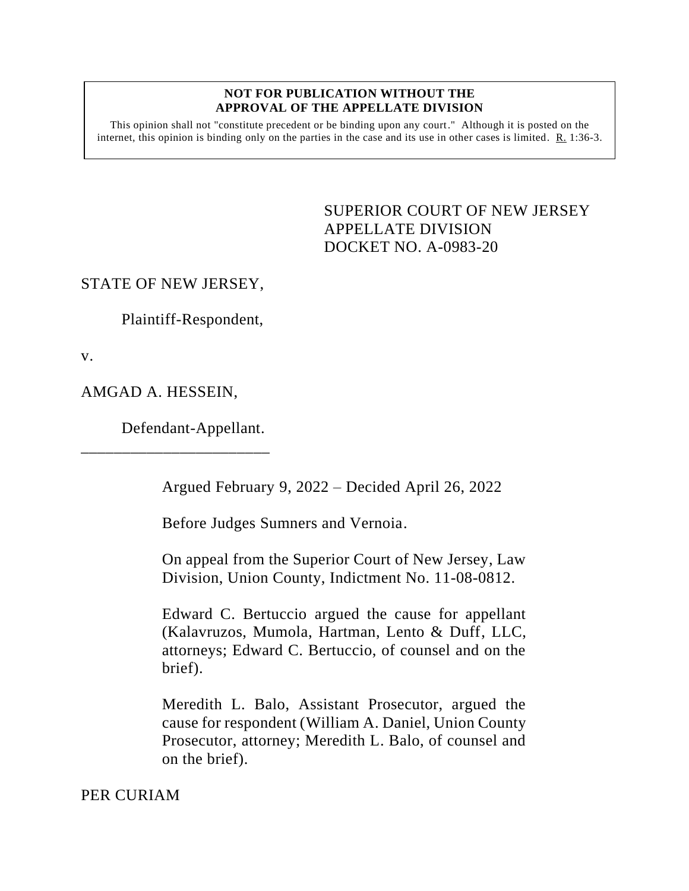**NOT FOR PUBLICATION WITHOUT THE APPROVAL OF THE APPELLATE DIVISION**

This opinion shall not "constitute precedent or be binding upon any court." Although it is posted on the internet, this opinion is binding only on the parties in the case and its use in other cases is limited. R. 1:36-3.

SUPERIOR COURT OF NEW JERSEY
APPELLATE DIVISION
DOCKET NO. A-0983-20

STATE OF NEW JERSEY,

Plaintiff-Respondent,

v.

AMGAD A. HESSEIN,

Defendant-Appellant.

\_\_\_\_\_\_\_\_\_\_\_\_\_\_\_\_\_\_\_\_\_\_\_\_

Argued February 9, 2022 – Decided April 26, 2022

Before Judges Sumners and Vernoia.

On appeal from the Superior Court of New Jersey, Law Division, Union County, Indictment No. 11-08-0812.

Edward C. Bertuccio argued the cause for appellant (Kalavruzos, Mumola, Hartman, Lento & Duff, LLC, attorneys; Edward C. Bertuccio, of counsel and on the brief).

Meredith L. Balo, Assistant Prosecutor, argued the cause for respondent (William A. Daniel, Union County Prosecutor, attorney; Meredith L. Balo, of counsel and on the brief).

PER CURIAM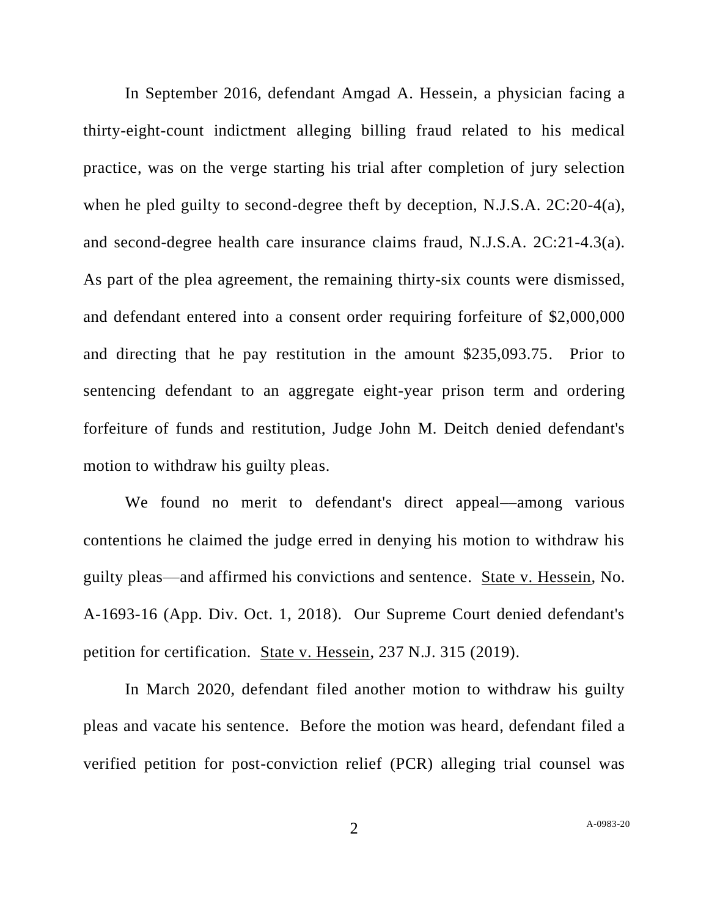In September 2016, defendant Amgad A. Hessein, a physician facing a thirty-eight-count indictment alleging billing fraud related to his medical practice, was on the verge starting his trial after completion of jury selection when he pled guilty to second-degree theft by deception, N.J.S.A. 2C:20-4(a), and second-degree health care insurance claims fraud, N.J.S.A. 2C:21-4.3(a). As part of the plea agreement, the remaining thirty-six counts were dismissed, and defendant entered into a consent order requiring forfeiture of $2,000,000 and directing that he pay restitution in the amount $235,093.75. Prior to sentencing defendant to an aggregate eight-year prison term and ordering forfeiture of funds and restitution, Judge John M. Deitch denied defendant's motion to withdraw his guilty pleas.

We found no merit to defendant's direct appeal—among various contentions he claimed the judge erred in denying his motion to withdraw his guilty pleas—and affirmed his convictions and sentence. State v. Hessein, No. A-1693-16 (App. Div. Oct. 1, 2018). Our Supreme Court denied defendant's petition for certification. State v. Hessein, 237 N.J. 315 (2019).

In March 2020, defendant filed another motion to withdraw his guilty pleas and vacate his sentence. Before the motion was heard, defendant filed a verified petition for post-conviction relief (PCR) alleging trial counsel was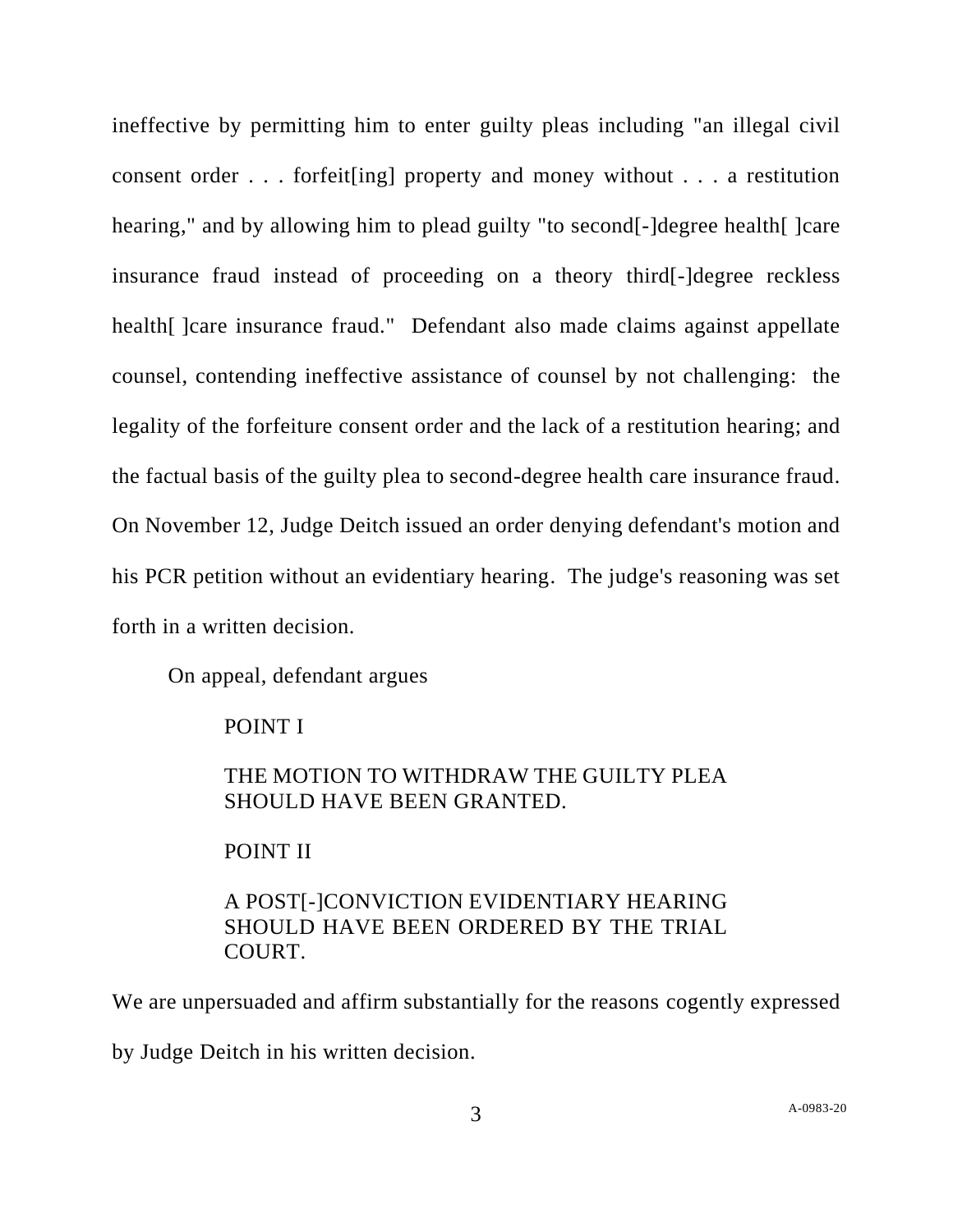ineffective by permitting him to enter guilty pleas including "an illegal civil consent order . . . forfeit[ing] property and money without . . . a restitution hearing," and by allowing him to plead guilty "to second[-]degree health[ ]care insurance fraud instead of proceeding on a theory third[-]degree reckless health[ ]care insurance fraud." Defendant also made claims against appellate counsel, contending ineffective assistance of counsel by not challenging: the legality of the forfeiture consent order and the lack of a restitution hearing; and the factual basis of the guilty plea to second-degree health care insurance fraud. On November 12, Judge Deitch issued an order denying defendant's motion and his PCR petition without an evidentiary hearing. The judge's reasoning was set forth in a written decision.

On appeal, defendant argues

> POINT I
>
> THE MOTION TO WITHDRAW THE GUILTY PLEA SHOULD HAVE BEEN GRANTED.
>
> POINT II
>
> A POST[-]CONVICTION EVIDENTIARY HEARING SHOULD HAVE BEEN ORDERED BY THE TRIAL COURT.

We are unpersuaded and affirm substantially for the reasons cogently expressed by Judge Deitch in his written decision.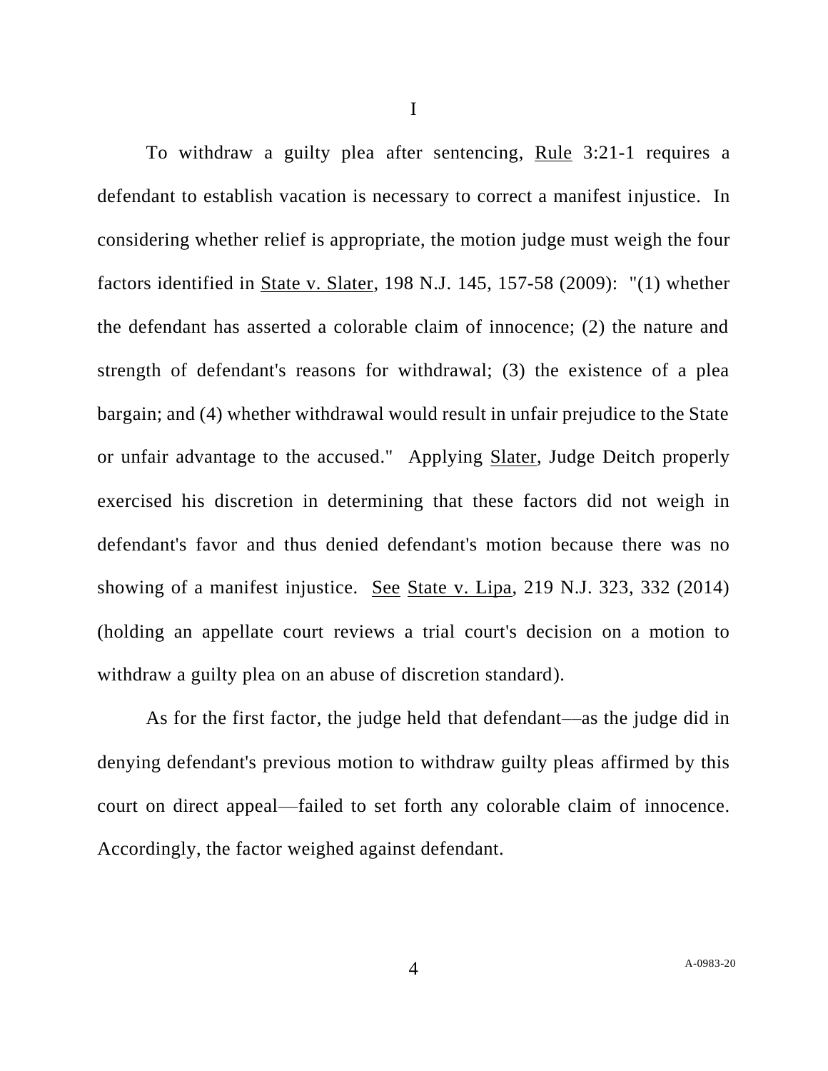# I

To withdraw a guilty plea after sentencing, Rule 3:21-1 requires a defendant to establish vacation is necessary to correct a manifest injustice. In considering whether relief is appropriate, the motion judge must weigh the four factors identified in State v. Slater, 198 N.J. 145, 157-58 (2009): "(1) whether the defendant has asserted a colorable claim of innocence; (2) the nature and strength of defendant's reasons for withdrawal; (3) the existence of a plea bargain; and (4) whether withdrawal would result in unfair prejudice to the State or unfair advantage to the accused." Applying Slater, Judge Deitch properly exercised his discretion in determining that these factors did not weigh in defendant's favor and thus denied defendant's motion because there was no showing of a manifest injustice. See State v. Lipa, 219 N.J. 323, 332 (2014) (holding an appellate court reviews a trial court's decision on a motion to withdraw a guilty plea on an abuse of discretion standard).

As for the first factor, the judge held that defendant—as the judge did in denying defendant's previous motion to withdraw guilty pleas affirmed by this court on direct appeal—failed to set forth any colorable claim of innocence. Accordingly, the factor weighed against defendant.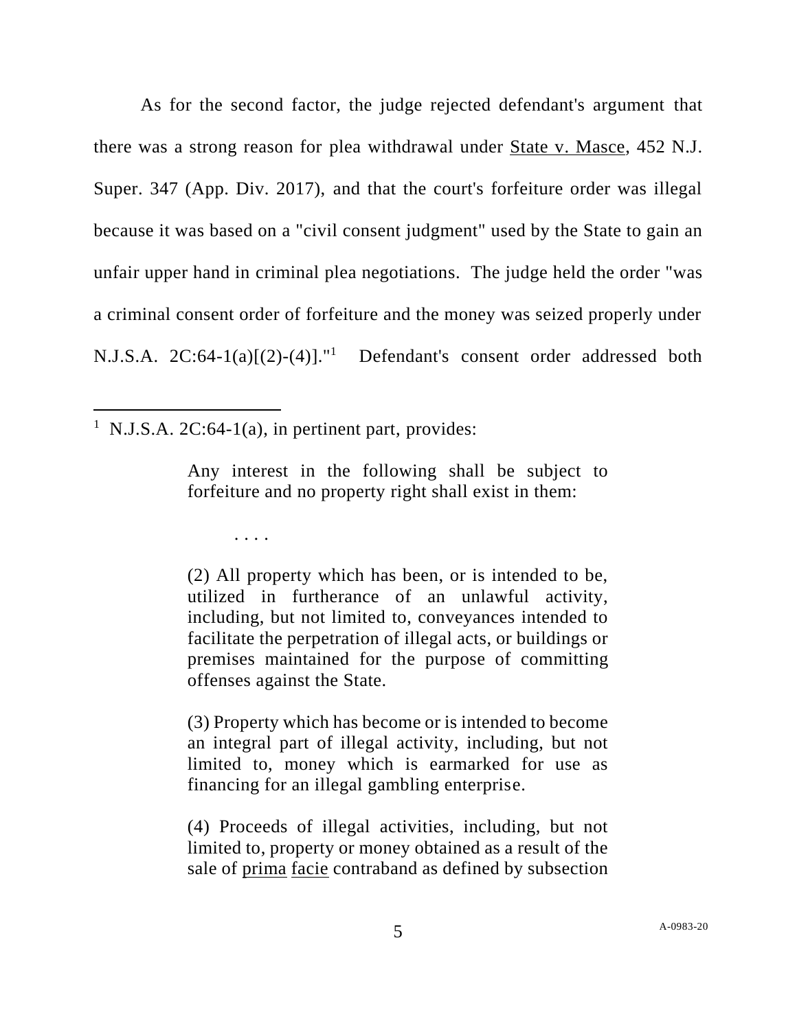As for the second factor, the judge rejected defendant's argument that there was a strong reason for plea withdrawal under State v. Masce, 452 N.J. Super. 347 (App. Div. 2017), and that the court's forfeiture order was illegal because it was based on a "civil consent judgment" used by the State to gain an unfair upper hand in criminal plea negotiations. The judge held the order "was a criminal consent order of forfeiture and the money was seized properly under N.J.S.A. 2C:64-1(a)[(2)-(4)]."[1] Defendant's consent order addressed both

---

[1] N.J.S.A. 2C:64-1(a), in pertinent part, provides:

> Any interest in the following shall be subject to forfeiture and no property right shall exist in them:
>
> . . . .
>
> (2) All property which has been, or is intended to be, utilized in furtherance of an unlawful activity, including, but not limited to, conveyances intended to facilitate the perpetration of illegal acts, or buildings or premises maintained for the purpose of committing offenses against the State.
>
> (3) Property which has become or is intended to become an integral part of illegal activity, including, but not limited to, money which is earmarked for use as financing for an illegal gambling enterprise.
>
> (4) Proceeds of illegal activities, including, but not limited to, property or money obtained as a result of the sale of prima facie contraband as defined by subsection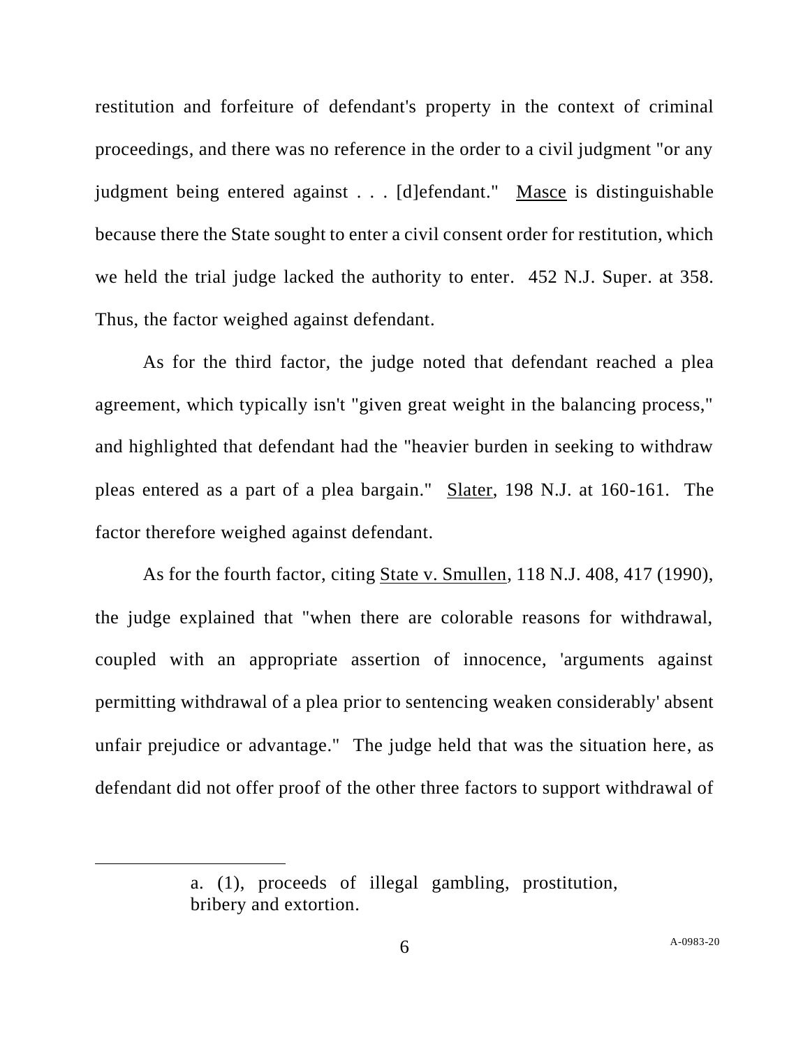restitution and forfeiture of defendant's property in the context of criminal proceedings, and there was no reference in the order to a civil judgment "or any judgment being entered against . . . [d]efendant." Masce is distinguishable because there the State sought to enter a civil consent order for restitution, which we held the trial judge lacked the authority to enter. 452 N.J. Super. at 358. Thus, the factor weighed against defendant.

As for the third factor, the judge noted that defendant reached a plea agreement, which typically isn't "given great weight in the balancing process," and highlighted that defendant had the "heavier burden in seeking to withdraw pleas entered as a part of a plea bargain." Slater, 198 N.J. at 160-161. The factor therefore weighed against defendant.

As for the fourth factor, citing State v. Smullen, 118 N.J. 408, 417 (1990), the judge explained that "when there are colorable reasons for withdrawal, coupled with an appropriate assertion of innocence, 'arguments against permitting withdrawal of a plea prior to sentencing weaken considerably' absent unfair prejudice or advantage." The judge held that was the situation here, as defendant did not offer proof of the other three factors to support withdrawal of

---

a. (1), proceeds of illegal gambling, prostitution, bribery and extortion.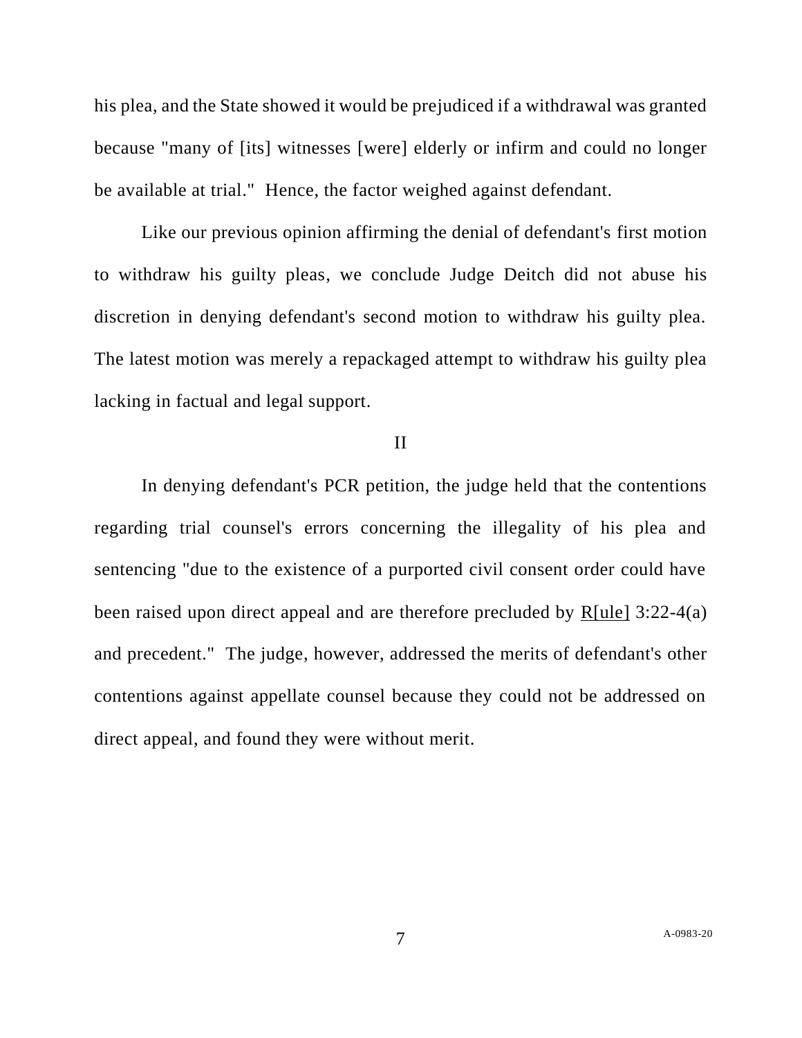his plea, and the State showed it would be prejudiced if a withdrawal was granted because "many of [its] witnesses [were] elderly or infirm and could no longer be available at trial." Hence, the factor weighed against defendant.

Like our previous opinion affirming the denial of defendant's first motion to withdraw his guilty pleas, we conclude Judge Deitch did not abuse his discretion in denying defendant's second motion to withdraw his guilty plea. The latest motion was merely a repackaged attempt to withdraw his guilty plea lacking in factual and legal support.

## II

In denying defendant's PCR petition, the judge held that the contentions regarding trial counsel's errors concerning the illegality of his plea and sentencing "due to the existence of a purported civil consent order could have been raised upon direct appeal and are therefore precluded by R[ule] 3:22-4(a) and precedent." The judge, however, addressed the merits of defendant's other contentions against appellate counsel because they could not be addressed on direct appeal, and found they were without merit.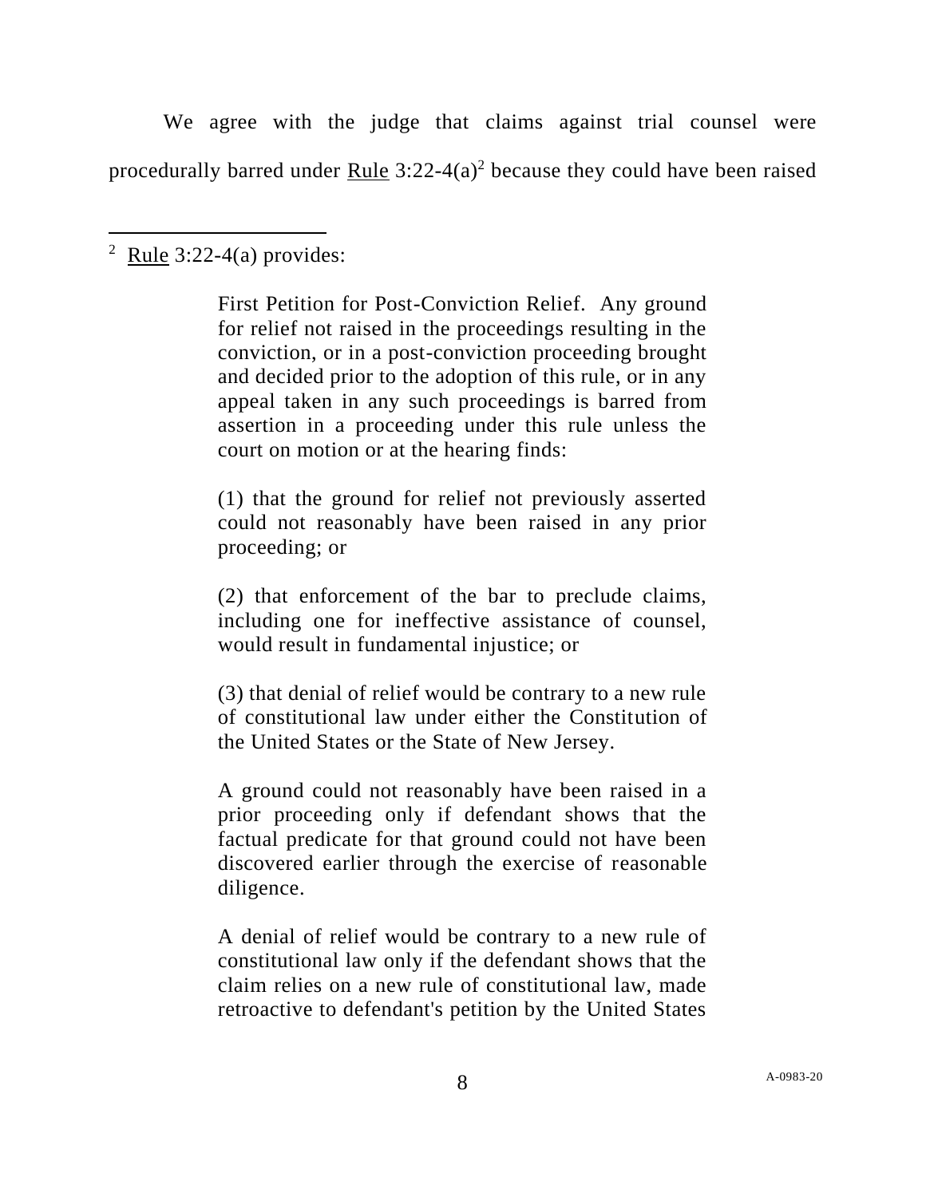We agree with the judge that claims against trial counsel were procedurally barred under Rule 3:22-4(a)[2] because they could have been raised

---

[2] Rule 3:22-4(a) provides:

> First Petition for Post-Conviction Relief. Any ground for relief not raised in the proceedings resulting in the conviction, or in a post-conviction proceeding brought and decided prior to the adoption of this rule, or in any appeal taken in any such proceedings is barred from assertion in a proceeding under this rule unless the court on motion or at the hearing finds:
>
> (1) that the ground for relief not previously asserted could not reasonably have been raised in any prior proceeding; or
>
> (2) that enforcement of the bar to preclude claims, including one for ineffective assistance of counsel, would result in fundamental injustice; or
>
> (3) that denial of relief would be contrary to a new rule of constitutional law under either the Constitution of the United States or the State of New Jersey.
>
> A ground could not reasonably have been raised in a prior proceeding only if defendant shows that the factual predicate for that ground could not have been discovered earlier through the exercise of reasonable diligence.
>
> A denial of relief would be contrary to a new rule of constitutional law only if the defendant shows that the claim relies on a new rule of constitutional law, made retroactive to defendant's petition by the United States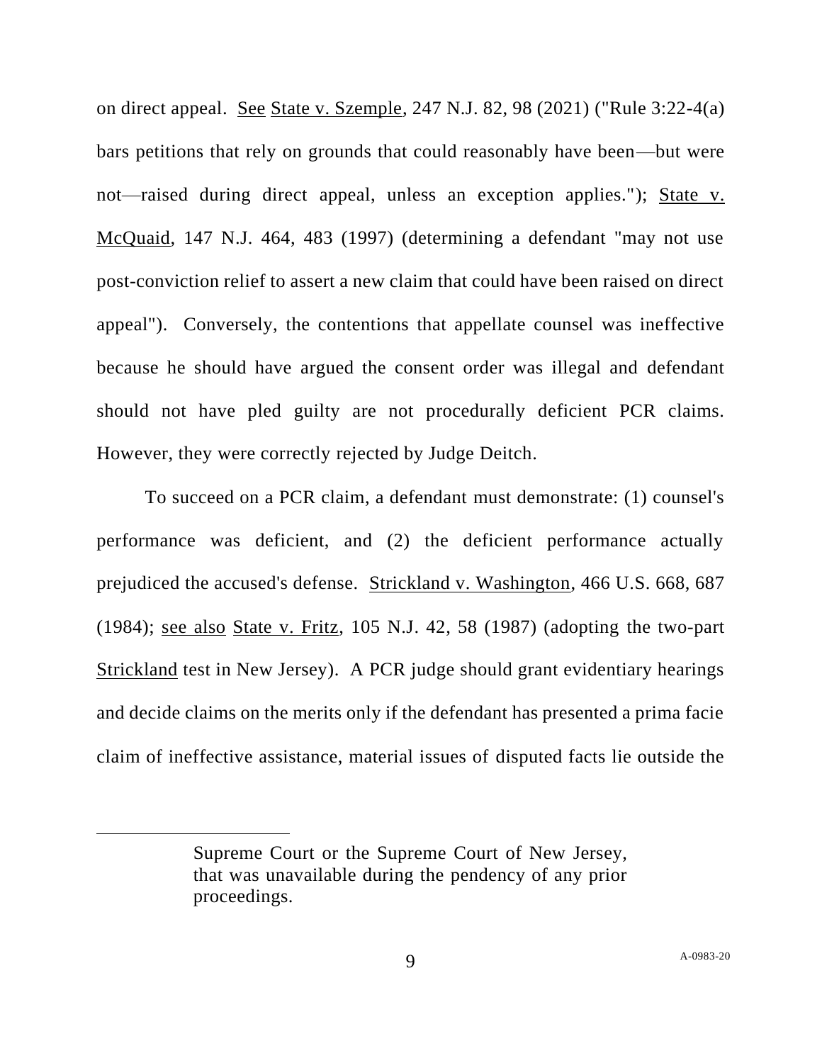on direct appeal. See State v. Szemple, 247 N.J. 82, 98 (2021) ("Rule 3:22-4(a) bars petitions that rely on grounds that could reasonably have been—but were not—raised during direct appeal, unless an exception applies."); State v. McQuaid, 147 N.J. 464, 483 (1997) (determining a defendant "may not use post-conviction relief to assert a new claim that could have been raised on direct appeal"). Conversely, the contentions that appellate counsel was ineffective because he should have argued the consent order was illegal and defendant should not have pled guilty are not procedurally deficient PCR claims. However, they were correctly rejected by Judge Deitch.

To succeed on a PCR claim, a defendant must demonstrate: (1) counsel's performance was deficient, and (2) the deficient performance actually prejudiced the accused's defense. Strickland v. Washington, 466 U.S. 668, 687 (1984); see also State v. Fritz, 105 N.J. 42, 58 (1987) (adopting the two-part Strickland test in New Jersey). A PCR judge should grant evidentiary hearings and decide claims on the merits only if the defendant has presented a prima facie claim of ineffective assistance, material issues of disputed facts lie outside the

---

Supreme Court or the Supreme Court of New Jersey, that was unavailable during the pendency of any prior proceedings.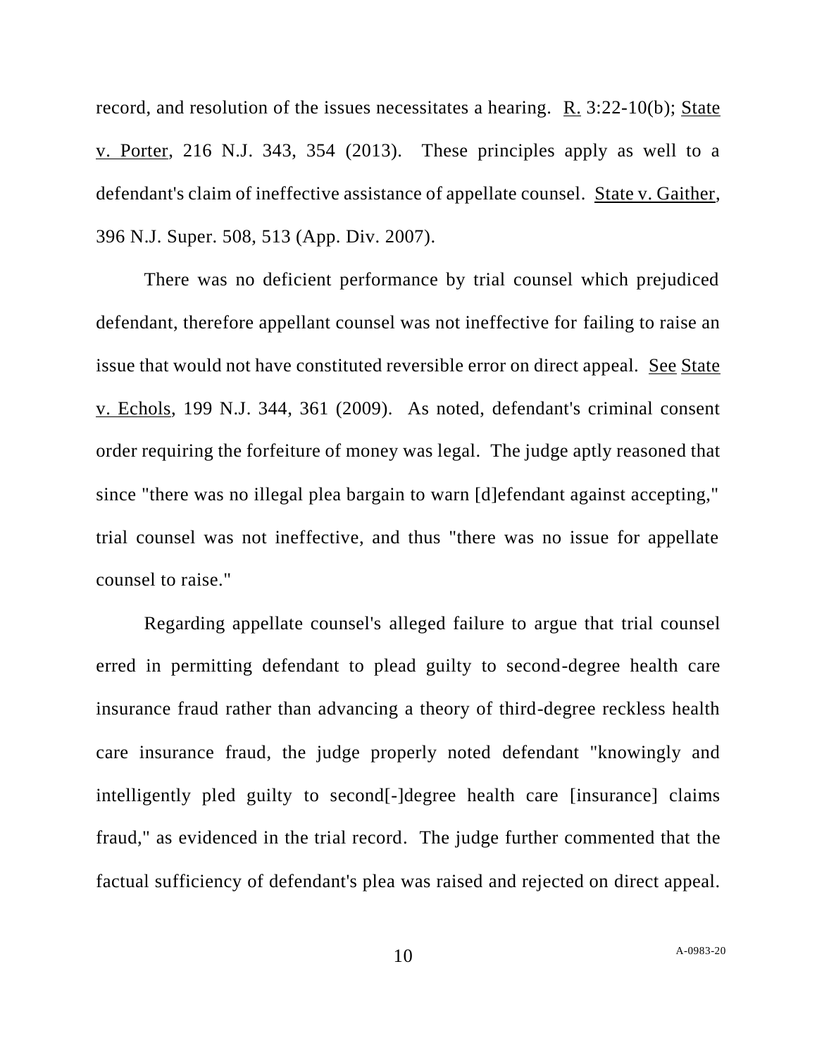record, and resolution of the issues necessitates a hearing. R. 3:22-10(b); State v. Porter, 216 N.J. 343, 354 (2013). These principles apply as well to a defendant's claim of ineffective assistance of appellate counsel. State v. Gaither, 396 N.J. Super. 508, 513 (App. Div. 2007).

There was no deficient performance by trial counsel which prejudiced defendant, therefore appellant counsel was not ineffective for failing to raise an issue that would not have constituted reversible error on direct appeal. See State v. Echols, 199 N.J. 344, 361 (2009). As noted, defendant's criminal consent order requiring the forfeiture of money was legal. The judge aptly reasoned that since "there was no illegal plea bargain to warn [d]efendant against accepting," trial counsel was not ineffective, and thus "there was no issue for appellate counsel to raise."

Regarding appellate counsel's alleged failure to argue that trial counsel erred in permitting defendant to plead guilty to second-degree health care insurance fraud rather than advancing a theory of third-degree reckless health care insurance fraud, the judge properly noted defendant "knowingly and intelligently pled guilty to second[-]degree health care [insurance] claims fraud," as evidenced in the trial record. The judge further commented that the factual sufficiency of defendant's plea was raised and rejected on direct appeal.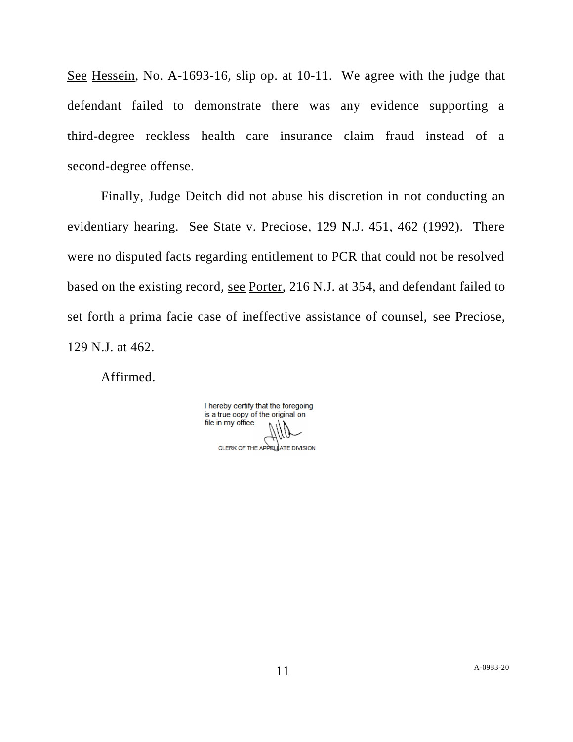See Hessein, No. A-1693-16, slip op. at 10-11. We agree with the judge that defendant failed to demonstrate there was any evidence supporting a third-degree reckless health care insurance claim fraud instead of a second-degree offense.

Finally, Judge Deitch did not abuse his discretion in not conducting an evidentiary hearing. See State v. Preciose, 129 N.J. 451, 462 (1992). There were no disputed facts regarding entitlement to PCR that could not be resolved based on the existing record, see Porter, 216 N.J. at 354, and defendant failed to set forth a prima facie case of ineffective assistance of counsel, see Preciose, 129 N.J. at 462.

Affirmed.

I hereby certify that the foregoing is a true copy of the original on file in my office.

CLERK OF THE APPELLATE DIVISION